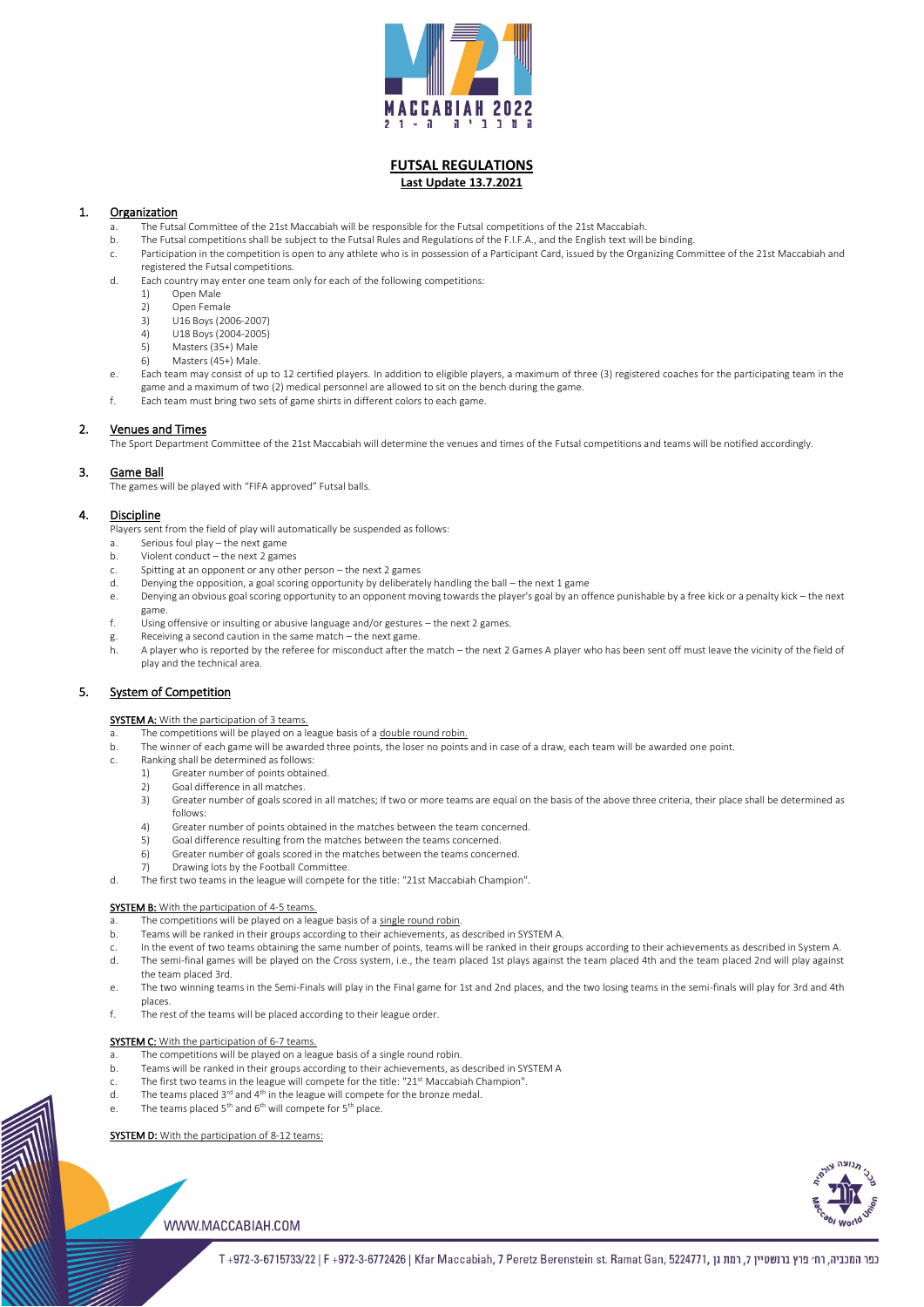# FUTSAL REGULATIONS

**Last Update 13.7.2021**

## 1. Organization

a. The Futsal Committee of the 21st Maccabiah will be responsible for the Futsal competitions of the 21st Maccabiah.

b. The Futsal competitions shall be subject to the Futsal Rules and Regulations of the F.I.F.A., and the English text will be binding.

c. Participation in the competition is open to any athlete who is in possession of a Participant Card, issued by the Organizing Committee of the 21st Maccabiah and registered the Futsal competitions.

d. Each country may enter one team only for each of the following competitions:
   1) Open Male
   2) Open Female
   3) U16 Boys (2006-2007)
   4) U18 Boys (2004-2005)
   5) Masters (35+) Male
   6) Masters (45+) Male.

e. Each team may consist of up to 12 certified players. In addition to eligible players, a maximum of three (3) registered coaches for the participating team in the game and a maximum of two (2) medical personnel are allowed to sit on the bench during the game.

f. Each team must bring two sets of game shirts in different colors to each game.

## 2. Venues and Times

The Sport Department Committee of the 21st Maccabiah will determine the venues and times of the Futsal competitions and teams will be notified accordingly.

## 3. Game Ball

The games will be played with "FIFA approved" Futsal balls.

## 4. Discipline

Players sent from the field of play will automatically be suspended as follows:

a. Serious foul play – the next game

b. Violent conduct – the next 2 games

c. Spitting at an opponent or any other person – the next 2 games

d. Denying the opposition, a goal scoring opportunity by deliberately handling the ball – the next 1 game

e. Denying an obvious goal scoring opportunity to an opponent moving towards the player's goal by an offence punishable by a free kick or a penalty kick – the next game.

f. Using offensive or insulting or abusive language and/or gestures – the next 2 games.

g. Receiving a second caution in the same match – the next game.

h. A player who is reported by the referee for misconduct after the match – the next 2 Games A player who has been sent off must leave the vicinity of the field of play and the technical area.

## 5. System of Competition

**SYSTEM A:** With the participation of 3 teams.

a. The competitions will be played on a league basis of a double round robin.

b. The winner of each game will be awarded three points, the loser no points and in case of a draw, each team will be awarded one point.

c. Ranking shall be determined as follows:
   1) Greater number of points obtained.
   2) Goal difference in all matches.
   3) Greater number of goals scored in all matches; If two or more teams are equal on the basis of the above three criteria, their place shall be determined as follows:
   4) Greater number of points obtained in the matches between the team concerned.
   5) Goal difference resulting from the matches between the teams concerned.
   6) Greater number of goals scored in the matches between the teams concerned.
   7) Drawing lots by the Football Committee.

d. The first two teams in the league will compete for the title: "21st Maccabiah Champion".

**SYSTEM B:** With the participation of 4-5 teams.

a. The competitions will be played on a league basis of a single round robin.

b. Teams will be ranked in their groups according to their achievements, as described in SYSTEM A.

c. In the event of two teams obtaining the same number of points, teams will be ranked in their groups according to their achievements as described in System A.

d. The semi-final games will be played on the Cross system, i.e., the team placed 1st plays against the team placed 4th and the team placed 2nd will play against the team placed 3rd.

e. The two winning teams in the Semi-Finals will play in the Final game for 1st and 2nd places, and the two losing teams in the semi-finals will play for 3rd and 4th places.

f. The rest of the teams will be placed according to their league order.

**SYSTEM C:** With the participation of 6-7 teams.

a. The competitions will be played on a league basis of a single round robin.

b. Teams will be ranked in their groups according to their achievements, as described in SYSTEM A

c. The first two teams in the league will compete for the title: "21st Maccabiah Champion".

d. The teams placed 3rd and 4th in the league will compete for the bronze medal.

e. The teams placed 5th and 6th will compete for 5th place.

**SYSTEM D:** With the participation of 8-12 teams: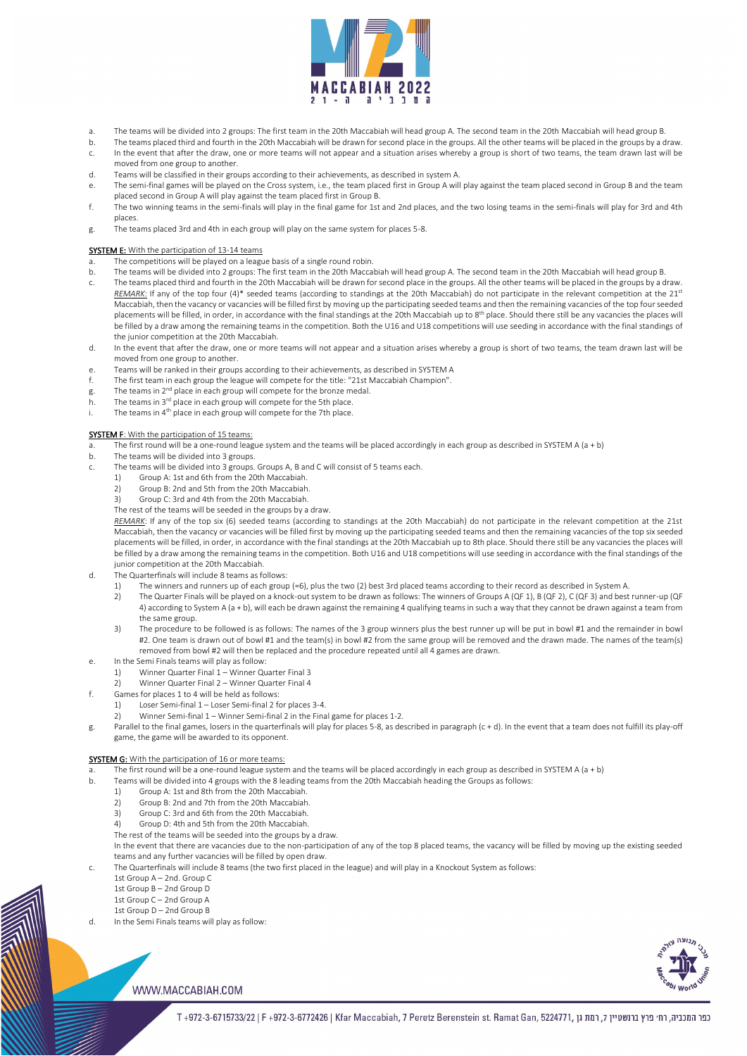a. The teams will be divided into 2 groups: The first team in the 20th Maccabiah will head group A. The second team in the 20th Maccabiah will head group B.
b. The teams placed third and fourth in the 20th Maccabiah will be drawn for second place in the groups. All the other teams will be placed in the groups by a draw.
c. In the event that after the draw, one or more teams will not appear and a situation arises whereby a group is short of two teams, the team drawn last will be moved from one group to another.
d. Teams will be classified in their groups according to their achievements, as described in system A.
e. The semi-final games will be played on the Cross system, i.e., the team placed first in Group A will play against the team placed second in Group B and the team placed second in Group A will play against the team placed first in Group B.
f. The two winning teams in the semi-finals will play in the final game for 1st and 2nd places, and the two losing teams in the semi-finals will play for 3rd and 4th places.
g. The teams placed 3rd and 4th in each group will play on the same system for places 5-8.

**SYSTEM E:** With the participation of 13-14 teams

a. The competitions will be played on a league basis of a single round robin.
b. The teams will be divided into 2 groups: The first team in the 20th Maccabiah will head group A. The second team in the 20th Maccabiah will head group B.
c. The teams placed third and fourth in the 20th Maccabiah will be drawn for second place in the groups. All the other teams will be placed in the groups by a draw.
   *REMARK:* If any of the top four (4)* seeded teams (according to standings at the 20th Maccabiah) do not participate in the relevant competition at the 21st Maccabiah, then the vacancy or vacancies will be filled first by moving up the participating seeded teams and then the remaining vacancies of the top four seeded placements will be filled, in order, in accordance with the final standings at the 20th Maccabiah up to 8th place. Should there still be any vacancies the places will be filled by a draw among the remaining teams in the competition. Both the U16 and U18 competitions will use seeding in accordance with the final standings of the junior competition at the 20th Maccabiah.
d. In the event that after the draw, one or more teams will not appear and a situation arises whereby a group is short of two teams, the team drawn last will be moved from one group to another.
e. Teams will be ranked in their groups according to their achievements, as described in SYSTEM A
f. The first team in each group the league will compete for the title: "21st Maccabiah Champion".
g. The teams in 2nd place in each group will compete for the bronze medal.
h. The teams in 3rd place in each group will compete for the 5th place.
i. The teams in 4th place in each group will compete for the 7th place.

**SYSTEM F**: With the participation of 15 teams:

a. The first round will be a one-round league system and the teams will be placed accordingly in each group as described in SYSTEM A (a + b)
b. The teams will be divided into 3 groups.
c. The teams will be divided into 3 groups. Groups A, B and C will consist of 5 teams each.
   1) Group A: 1st and 6th from the 20th Maccabiah.
   2) Group B: 2nd and 5th from the 20th Maccabiah.
   3) Group C: 3rd and 4th from the 20th Maccabiah.

   The rest of the teams will be seeded in the groups by a draw.

   *REMARK*: If any of the top six (6) seeded teams (according to standings at the 20th Maccabiah) do not participate in the relevant competition at the 21st Maccabiah, then the vacancy or vacancies will be filled first by moving up the participating seeded teams and then the remaining vacancies of the top six seeded placements will be filled, in order, in accordance with the final standings at the 20th Maccabiah up to 8th place. Should there still be any vacancies the places will be filled by a draw among the remaining teams in the competition. Both U16 and U18 competitions will use seeding in accordance with the final standings of the junior competition at the 20th Maccabiah.
d. The Quarterfinals will include 8 teams as follows:
   1) The winners and runners up of each group (=6), plus the two (2) best 3rd placed teams according to their record as described in System A.
   2) The Quarter Finals will be played on a knock-out system to be drawn as follows: The winners of Groups A (QF 1), B (QF 2), C (QF 3) and best runner-up (QF 4) according to System A (a + b), will each be drawn against the remaining 4 qualifying teams in such a way that they cannot be drawn against a team from the same group.
   3) The procedure to be followed is as follows: The names of the 3 group winners plus the best runner up will be put in bowl #1 and the remainder in bowl #2. One team is drawn out of bowl #1 and the team(s) in bowl #2 from the same group will be removed and the drawn made. The names of the team(s) removed from bowl #2 will then be replaced and the procedure repeated until all 4 games are drawn.
e. In the Semi Finals teams will play as follow:
   1) Winner Quarter Final 1 – Winner Quarter Final 3
   2) Winner Quarter Final 2 – Winner Quarter Final 4
f. Games for places 1 to 4 will be held as follows:
   1) Loser Semi-final 1 – Loser Semi-final 2 for places 3-4.
   2) Winner Semi-final 1 – Winner Semi-final 2 in the Final game for places 1-2.
g. Parallel to the final games, losers in the quarterfinals will play for places 5-8, as described in paragraph (c + d). In the event that a team does not fulfill its play-off game, the game will be awarded to its opponent.

**SYSTEM G:** With the participation of 16 or more teams:

a. The first round will be a one-round league system and the teams will be placed accordingly in each group as described in SYSTEM A (a + b)
b. Teams will be divided into 4 groups with the 8 leading teams from the 20th Maccabiah heading the Groups as follows:
   1) Group A: 1st and 8th from the 20th Maccabiah.
   2) Group B: 2nd and 7th from the 20th Maccabiah.
   3) Group C: 3rd and 6th from the 20th Maccabiah.
   4) Group D: 4th and 5th from the 20th Maccabiah.

   The rest of the teams will be seeded into the groups by a draw.

   In the event that there are vacancies due to the non-participation of any of the top 8 placed teams, the vacancy will be filled by moving up the existing seeded teams and any further vacancies will be filled by open draw.
c. The Quarterfinals will include 8 teams (the two first placed in the league) and will play in a Knockout System as follows:
   1st Group A – 2nd. Group C
   1st Group B – 2nd Group D
   1st Group C – 2nd Group A
   1st Group D – 2nd Group B
d. In the Semi Finals teams will play as follow: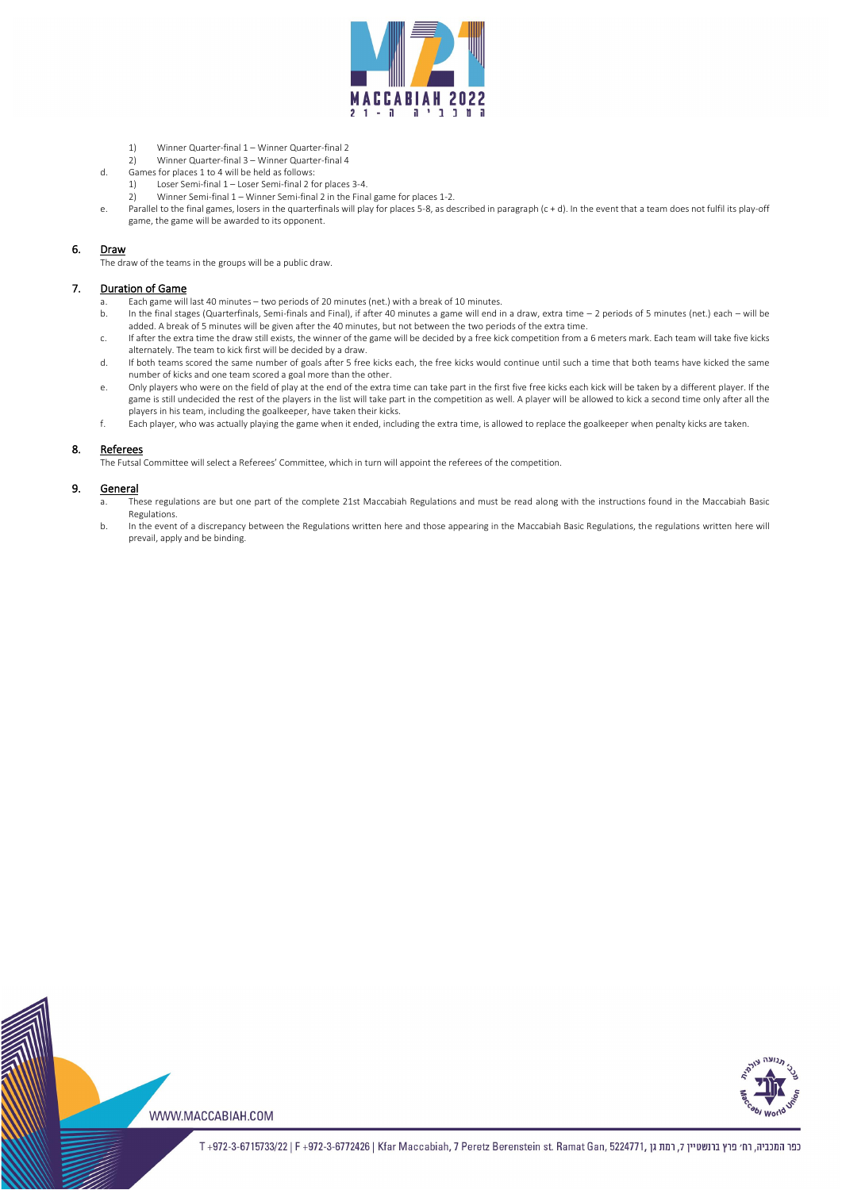1) Winner Quarter-final 1 – Winner Quarter-final 2
2) Winner Quarter-final 3 – Winner Quarter-final 4

d. Games for places 1 to 4 will be held as follows:
   1) Loser Semi-final 1 – Loser Semi-final 2 for places 3-4.
   2) Winner Semi-final 1 – Winner Semi-final 2 in the Final game for places 1-2.

e. Parallel to the final games, losers in the quarterfinals will play for places 5-8, as described in paragraph (c + d). In the event that a team does not fulfil its play-off game, the game will be awarded to its opponent.

## 6. Draw

The draw of the teams in the groups will be a public draw.

## 7. Duration of Game

a. Each game will last 40 minutes – two periods of 20 minutes (net.) with a break of 10 minutes.

b. In the final stages (Quarterfinals, Semi-finals and Final), if after 40 minutes a game will end in a draw, extra time – 2 periods of 5 minutes (net.) each – will be added. A break of 5 minutes will be given after the 40 minutes, but not between the two periods of the extra time.

c. If after the extra time the draw still exists, the winner of the game will be decided by a free kick competition from a 6 meters mark. Each team will take five kicks alternately. The team to kick first will be decided by a draw.

d. If both teams scored the same number of goals after 5 free kicks each, the free kicks would continue until such a time that both teams have kicked the same number of kicks and one team scored a goal more than the other.

e. Only players who were on the field of play at the end of the extra time can take part in the first five free kicks each kick will be taken by a different player. If the game is still undecided the rest of the players in the list will take part in the competition as well. A player will be allowed to kick a second time only after all the players in his team, including the goalkeeper, have taken their kicks.

f. Each player, who was actually playing the game when it ended, including the extra time, is allowed to replace the goalkeeper when penalty kicks are taken.

## 8. Referees

The Futsal Committee will select a Referees' Committee, which in turn will appoint the referees of the competition.

## 9. General

a. These regulations are but one part of the complete 21st Maccabiah Regulations and must be read along with the instructions found in the Maccabiah Basic Regulations.

b. In the event of a discrepancy between the Regulations written here and those appearing in the Maccabiah Basic Regulations, the regulations written here will prevail, apply and be binding.